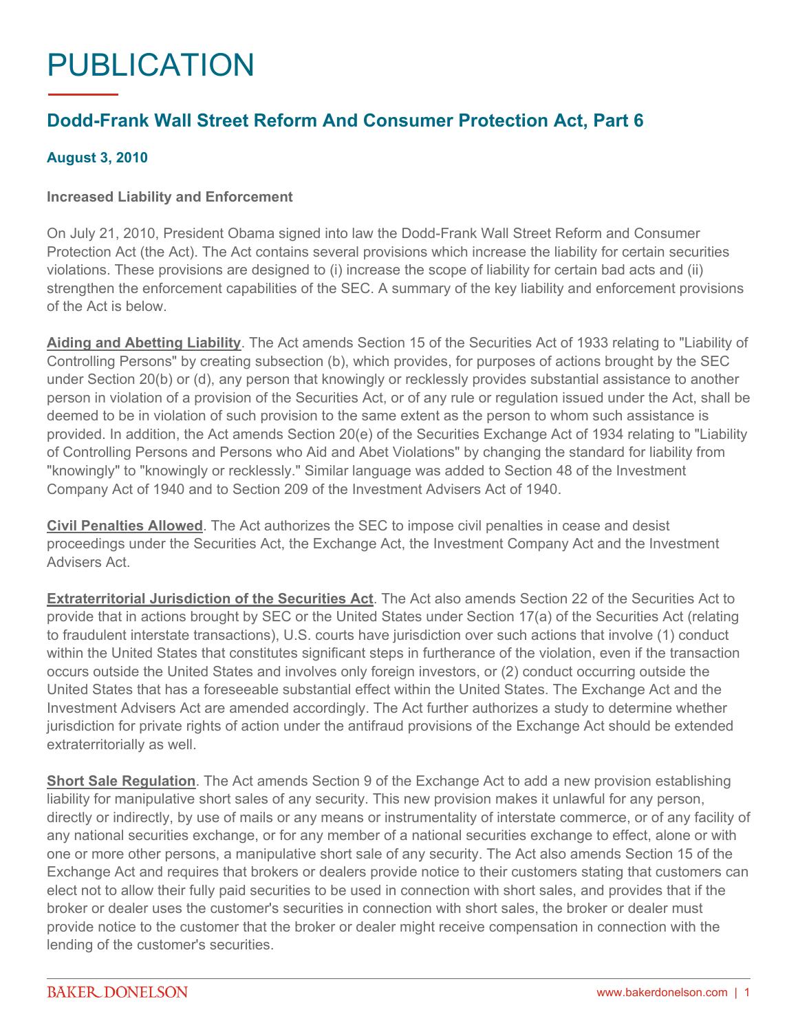# PUBLICATION

## Dodd-Frank Wall Street Reform And Consumer Protection Act, Part 6

**August 3, 2010**

**Increased Liability and Enforcement**

On July 21, 2010, President Obama signed into law the Dodd-Frank Wall Street Reform and Consumer Protection Act (the Act). The Act contains several provisions which increase the liability for certain securities violations. These provisions are designed to (i) increase the scope of liability for certain bad acts and (ii) strengthen the enforcement capabilities of the SEC. A summary of the key liability and enforcement provisions of the Act is below.

**Aiding and Abetting Liability**. The Act amends Section 15 of the Securities Act of 1933 relating to "Liability of Controlling Persons" by creating subsection (b), which provides, for purposes of actions brought by the SEC under Section 20(b) or (d), any person that knowingly or recklessly provides substantial assistance to another person in violation of a provision of the Securities Act, or of any rule or regulation issued under the Act, shall be deemed to be in violation of such provision to the same extent as the person to whom such assistance is provided. In addition, the Act amends Section 20(e) of the Securities Exchange Act of 1934 relating to "Liability of Controlling Persons and Persons who Aid and Abet Violations" by changing the standard for liability from "knowingly" to "knowingly or recklessly." Similar language was added to Section 48 of the Investment Company Act of 1940 and to Section 209 of the Investment Advisers Act of 1940.

**Civil Penalties Allowed**. The Act authorizes the SEC to impose civil penalties in cease and desist proceedings under the Securities Act, the Exchange Act, the Investment Company Act and the Investment Advisers Act.

**Extraterritorial Jurisdiction of the Securities Act**. The Act also amends Section 22 of the Securities Act to provide that in actions brought by SEC or the United States under Section 17(a) of the Securities Act (relating to fraudulent interstate transactions), U.S. courts have jurisdiction over such actions that involve (1) conduct within the United States that constitutes significant steps in furtherance of the violation, even if the transaction occurs outside the United States and involves only foreign investors, or (2) conduct occurring outside the United States that has a foreseeable substantial effect within the United States. The Exchange Act and the Investment Advisers Act are amended accordingly. The Act further authorizes a study to determine whether jurisdiction for private rights of action under the antifraud provisions of the Exchange Act should be extended extraterritorially as well.

**Short Sale Regulation**. The Act amends Section 9 of the Exchange Act to add a new provision establishing liability for manipulative short sales of any security. This new provision makes it unlawful for any person, directly or indirectly, by use of mails or any means or instrumentality of interstate commerce, or of any facility of any national securities exchange, or for any member of a national securities exchange to effect, alone or with one or more other persons, a manipulative short sale of any security. The Act also amends Section 15 of the Exchange Act and requires that brokers or dealers provide notice to their customers stating that customers can elect not to allow their fully paid securities to be used in connection with short sales, and provides that if the broker or dealer uses the customer's securities in connection with short sales, the broker or dealer must provide notice to the customer that the broker or dealer might receive compensation in connection with the lending of the customer's securities.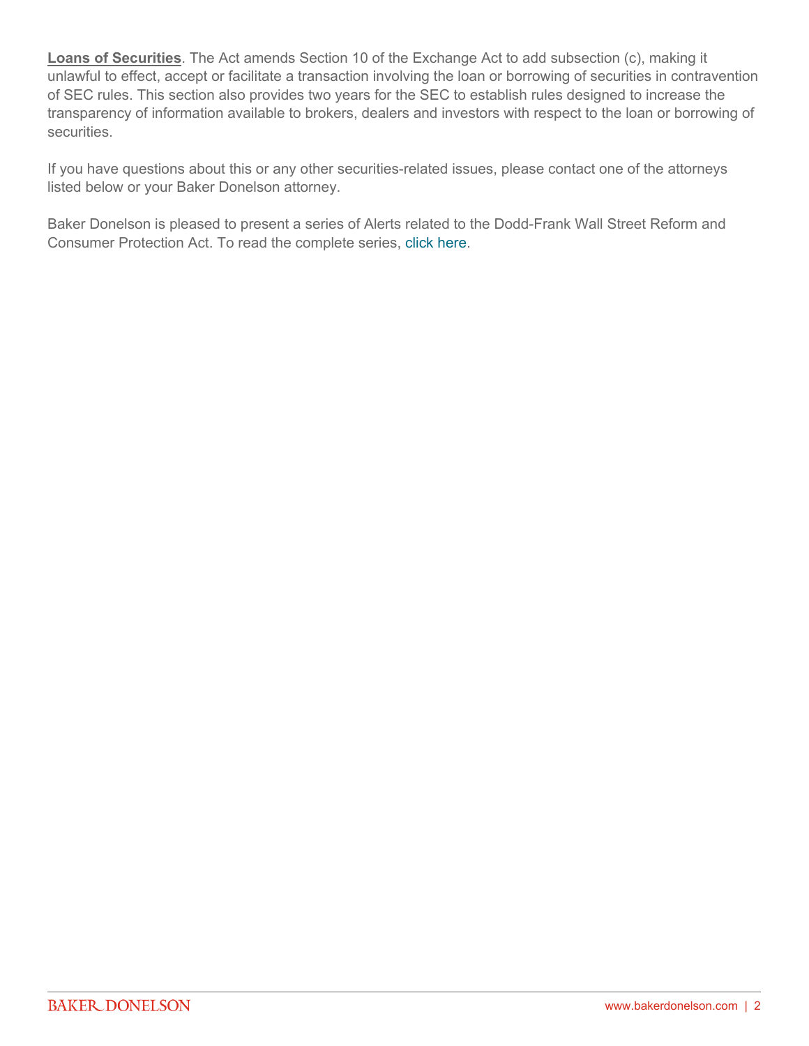**Loans of Securities**. The Act amends Section 10 of the Exchange Act to add subsection (c), making it unlawful to effect, accept or facilitate a transaction involving the loan or borrowing of securities in contravention of SEC rules. This section also provides two years for the SEC to establish rules designed to increase the transparency of information available to brokers, dealers and investors with respect to the loan or borrowing of securities.

If you have questions about this or any other securities-related issues, please contact one of the attorneys listed below or your Baker Donelson attorney.

Baker Donelson is pleased to present a series of Alerts related to the Dodd-Frank Wall Street Reform and Consumer Protection Act. To read the complete series, click here.